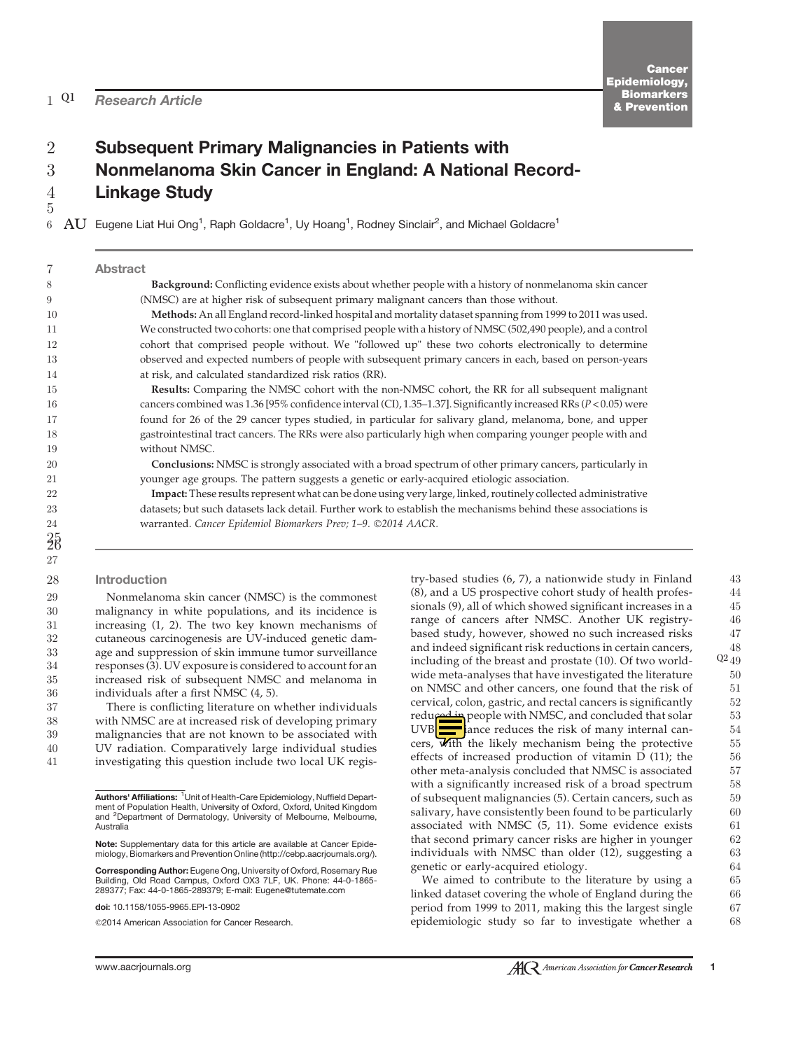Research Article

# Subsequent Primary Malignancies in Patients with Nonmelanoma Skin Cancer in England: A National Record-Linkage Study

Eugene Liat Hui Ong[1], Raph Goldacre[1], Uy Hoang[1], Rodney Sinclair[2], and Michael Goldacre[1]

## Abstract

**Background:** Conflicting evidence exists about whether people with a history of nonmelanoma skin cancer (NMSC) are at higher risk of subsequent primary malignant cancers than those without.

**Methods:** An all England record-linked hospital and mortality dataset spanning from 1999 to 2011 was used. We constructed two cohorts: one that comprised people with a history of NMSC (502,490 people), and a control cohort that comprised people without. We "followed up" these two cohorts electronically to determine observed and expected numbers of people with subsequent primary cancers in each, based on person-years at risk, and calculated standardized risk ratios (RR).

**Results:** Comparing the NMSC cohort with the non-NMSC cohort, the RR for all subsequent malignant cancers combined was 1.36 [95% confidence interval (CI), 1.35–1.37]. Significantly increased RRs ($P < 0.05$) were found for 26 of the 29 cancer types studied, in particular for salivary gland, melanoma, bone, and upper gastrointestinal tract cancers. The RRs were also particularly high when comparing younger people with and without NMSC.

**Conclusions:** NMSC is strongly associated with a broad spectrum of other primary cancers, particularly in younger age groups. The pattern suggests a genetic or early-acquired etiologic association.

**Impact:** These results represent what can be done using very large, linked, routinely collected administrative datasets; but such datasets lack detail. Further work to establish the mechanisms behind these associations is warranted. *Cancer Epidemiol Biomarkers Prev; 1–9. ©2014 AACR.*

## Introduction

Nonmelanoma skin cancer (NMSC) is the commonest malignancy in white populations, and its incidence is increasing (1, 2). The two key known mechanisms of cutaneous carcinogenesis are UV-induced genetic damage and suppression of skin immune tumor surveillance responses (3). UV exposure is considered to account for an increased risk of subsequent NMSC and melanoma in individuals after a first NMSC (4, 5).

There is conflicting literature on whether individuals with NMSC are at increased risk of developing primary malignancies that are not known to be associated with UV radiation. Comparatively large individual studies investigating this question include two local UK registry-based studies (6, 7), a nationwide study in Finland (8), and a US prospective cohort study of health professionals (9), all of which showed significant increases in a range of cancers after NMSC. Another UK registry-based study, however, showed no such increased risks and indeed significant risk reductions in certain cancers, including of the breast and prostate (10). Of two worldwide meta-analyses that have investigated the literature on NMSC and other cancers, one found that the risk of cervical, colon, gastric, and rectal cancers is significantly reduced in people with NMSC, and concluded that solar UVB [exposure] reduces the risk of many internal cancers, with the likely mechanism being the protective effects of increased production of vitamin D (11); the other meta-analysis concluded that NMSC is associated with a significantly increased risk of a broad spectrum of subsequent malignancies (5). Certain cancers, such as salivary, have consistently been found to be particularly associated with NMSC (5, 11). Some evidence exists that second primary cancer risks are higher in younger individuals with NMSC than older (12), suggesting a genetic or early-acquired etiology.

We aimed to contribute to the literature by using a linked dataset covering the whole of England during the period from 1999 to 2011, making this the largest single epidemiologic study so far to investigate whether a

---

**Authors' Affiliations:** [1]Unit of Health-Care Epidemiology, Nuffield Department of Population Health, University of Oxford, Oxford, United Kingdom and [2]Department of Dermatology, University of Melbourne, Melbourne, Australia

**Note:** Supplementary data for this article are available at Cancer Epidemiology, Biomarkers and Prevention Online (http://cebp.aacrjournals.org/).

**Corresponding Author:** Eugene Ong, University of Oxford, Rosemary Rue Building, Old Road Campus, Oxford OX3 7LF, UK. Phone: 44-0-1865-289377; Fax: 44-0-1865-289379; E-mail: Eugene@tutemate.com

**doi:** 10.1158/1055-9965.EPI-13-0902

©2014 American Association for Cancer Research.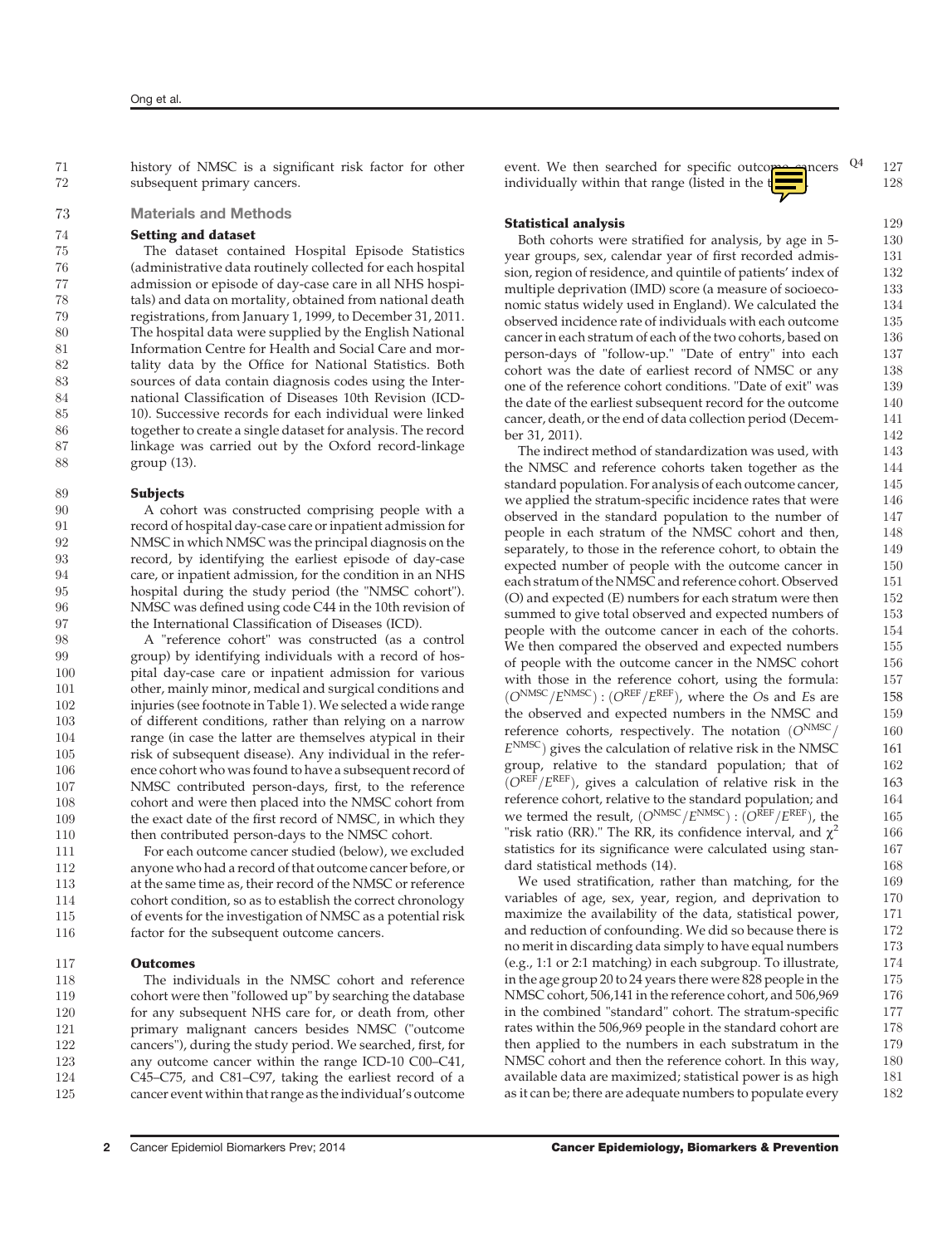history of NMSC is a significant risk factor for other subsequent primary cancers.

## Materials and Methods

### Setting and dataset

The dataset contained Hospital Episode Statistics (administrative data routinely collected for each hospital admission or episode of day-case care in all NHS hospitals) and data on mortality, obtained from national death registrations, from January 1, 1999, to December 31, 2011. The hospital data were supplied by the English National Information Centre for Health and Social Care and mortality data by the Office for National Statistics. Both sources of data contain diagnosis codes using the International Classification of Diseases 10th Revision (ICD-10). Successive records for each individual were linked together to create a single dataset for analysis. The record linkage was carried out by the Oxford record-linkage group (13).

### Subjects

A cohort was constructed comprising people with a record of hospital day-case care or inpatient admission for NMSC in which NMSC was the principal diagnosis on the record, by identifying the earliest episode of day-case care, or inpatient admission, for the condition in an NHS hospital during the study period (the "NMSC cohort"). NMSC was defined using code C44 in the 10th revision of the International Classification of Diseases (ICD).

A "reference cohort" was constructed (as a control group) by identifying individuals with a record of hospital day-case care or inpatient admission for various other, mainly minor, medical and surgical conditions and injuries (see footnote in Table 1). We selected a wide range of different conditions, rather than relying on a narrow range (in case the latter are themselves atypical in their risk of subsequent disease). Any individual in the reference cohort who was found to have a subsequent record of NMSC contributed person-days, first, to the reference cohort and were then placed into the NMSC cohort from the exact date of the first record of NMSC, in which they then contributed person-days to the NMSC cohort.

For each outcome cancer studied (below), we excluded anyone who had a record of that outcome cancer before, or at the same time as, their record of the NMSC or reference cohort condition, so as to establish the correct chronology of events for the investigation of NMSC as a potential risk factor for the subsequent outcome cancers.

### Outcomes

The individuals in the NMSC cohort and reference cohort were then "followed up" by searching the database for any subsequent NHS care for, or death from, other primary malignant cancers besides NMSC ("outcome cancers"), during the study period. We searched, first, for any outcome cancer within the range ICD-10 C00–C41, C45–C75, and C81–C97, taking the earliest record of a cancer event within that range as the individual's outcome event. We then searched for specific outcome cancers individually within that range (listed in the t

### Statistical analysis

Both cohorts were stratified for analysis, by age in 5-year groups, sex, calendar year of first recorded admission, region of residence, and quintile of patients' index of multiple deprivation (IMD) score (a measure of socioeconomic status widely used in England). We calculated the observed incidence rate of individuals with each outcome cancer in each stratum of each of the two cohorts, based on person-days of "follow-up." "Date of entry" into each cohort was the date of earliest record of NMSC or any one of the reference cohort conditions. "Date of exit" was the date of the earliest subsequent record for the outcome cancer, death, or the end of data collection period (December 31, 2011).

The indirect method of standardization was used, with the NMSC and reference cohorts taken together as the standard population. For analysis of each outcome cancer, we applied the stratum-specific incidence rates that were observed in the standard population to the number of people in each stratum of the NMSC cohort and then, separately, to those in the reference cohort, to obtain the expected number of people with the outcome cancer in each stratum of the NMSC and reference cohort. Observed (O) and expected (E) numbers for each stratum were then summed to give total observed and expected numbers of people with the outcome cancer in each of the cohorts. We then compared the observed and expected numbers of people with the outcome cancer in the NMSC cohort with those in the reference cohort, using the formula: $(O^{NMSC}/E^{NMSC}) : (O^{REF}/E^{REF})$, where the $O$s and $E$s are the observed and expected numbers in the NMSC and reference cohorts, respectively. The notation $(O^{NMSC}/E^{NMSC})$ gives the calculation of relative risk in the NMSC group, relative to the standard population; that of $(O^{REF}/E^{REF})$, gives a calculation of relative risk in the reference cohort, relative to the standard population; and we termed the result, $(O^{NMSC}/E^{NMSC}) : (O^{REF}/E^{REF})$, the "risk ratio (RR)." The RR, its confidence interval, and $\chi^2$ statistics for its significance were calculated using standard statistical methods (14).

We used stratification, rather than matching, for the variables of age, sex, year, region, and deprivation to maximize the availability of the data, statistical power, and reduction of confounding. We did so because there is no merit in discarding data simply to have equal numbers (e.g., 1:1 or 2:1 matching) in each subgroup. To illustrate, in the age group 20 to 24 years there were 828 people in the NMSC cohort, 506,141 in the reference cohort, and 506,969 in the combined "standard" cohort. The stratum-specific rates within the 506,969 people in the standard cohort are then applied to the numbers in each substratum in the NMSC cohort and then the reference cohort. In this way, available data are maximized; statistical power is as high as it can be; there are adequate numbers to populate every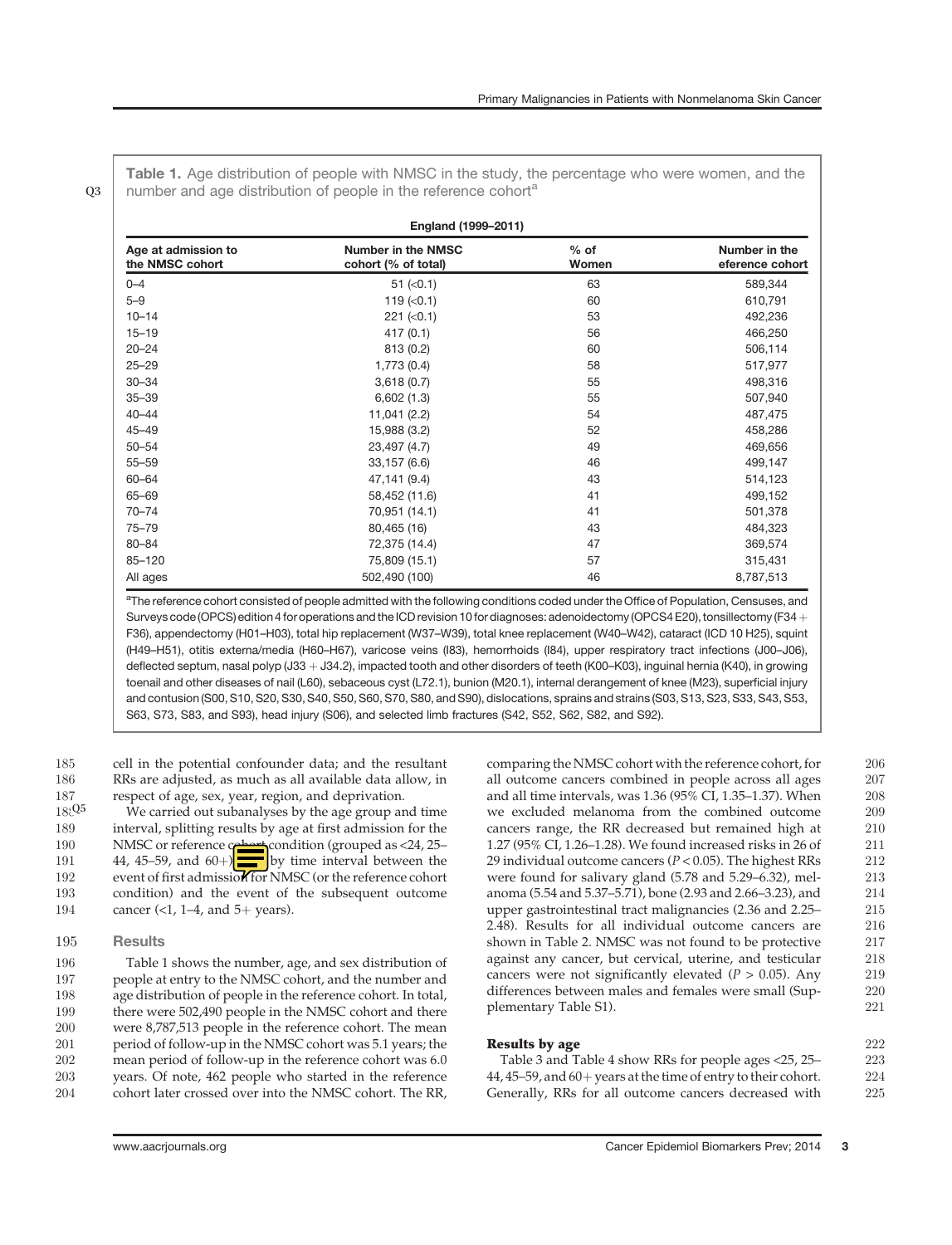**Table 1.** Age distribution of people with NMSC in the study, the percentage who were women, and the number and age distribution of people in the reference cohort[a]

| England (1999–2011) | | | |
|---|---|---|---|
| Age at admission to the NMSC cohort | Number in the NMSC cohort (% of total) | % of Women | Number in the eference cohort |
| 0–4 | 51 (<0.1) | 63 | 589,344 |
| 5–9 | 119 (<0.1) | 60 | 610,791 |
| 10–14 | 221 (<0.1) | 53 | 492,236 |
| 15–19 | 417 (0.1) | 56 | 466,250 |
| 20–24 | 813 (0.2) | 60 | 506,114 |
| 25–29 | 1,773 (0.4) | 58 | 517,977 |
| 30–34 | 3,618 (0.7) | 55 | 498,316 |
| 35–39 | 6,602 (1.3) | 55 | 507,940 |
| 40–44 | 11,041 (2.2) | 54 | 487,475 |
| 45–49 | 15,988 (3.2) | 52 | 458,286 |
| 50–54 | 23,497 (4.7) | 49 | 469,656 |
| 55–59 | 33,157 (6.6) | 46 | 499,147 |
| 60–64 | 47,141 (9.4) | 43 | 514,123 |
| 65–69 | 58,452 (11.6) | 41 | 499,152 |
| 70–74 | 70,951 (14.1) | 41 | 501,378 |
| 75–79 | 80,465 (16) | 43 | 484,323 |
| 80–84 | 72,375 (14.4) | 47 | 369,574 |
| 85–120 | 75,809 (15.1) | 57 | 315,431 |
| All ages | 502,490 (100) | 46 | 8,787,513 |

[a]The reference cohort consisted of people admitted with the following conditions coded under the Office of Population, Censuses, and Surveys code (OPCS) edition 4 for operations and the ICD revision 10 for diagnoses: adenoidectomy (OPCS4 E20), tonsillectomy (F34 + F36), appendectomy (H01–H03), total hip replacement (W37–W39), total knee replacement (W40–W42), cataract (ICD 10 H25), squint (H49–H51), otitis externa/media (H60–H67), varicose veins (I83), hemorrhoids (I84), upper respiratory tract infections (J00–J06), deflected septum, nasal polyp (J33 + J34.2), impacted tooth and other disorders of teeth (K00–K03), inguinal hernia (K40), in growing toenail and other diseases of nail (L60), sebaceous cyst (L72.1), bunion (M20.1), internal derangement of knee (M23), superficial injury and contusion (S00, S10, S20, S30, S40, S50, S60, S70, S80, and S90), dislocations, sprains and strains (S03, S13, S23, S33, S43, S53, S63, S73, S83, and S93), head injury (S06), and selected limb fractures (S42, S52, S62, S82, and S92).

cell in the potential confounder data; and the resultant RRs are adjusted, as much as all available data allow, in respect of age, sex, year, region, and deprivation.

We carried out subanalyses by the age group and time interval, splitting results by age at first admission for the NMSC or reference cohort condition (grouped as <24, 25–44, 45–59, and 60+) by time interval between the event of first admission for NMSC (or the reference cohort condition) and the event of the subsequent outcome cancer (<1, 1–4, and 5+ years).

## Results

Table 1 shows the number, age, and sex distribution of people at entry to the NMSC cohort, and the number and age distribution of people in the reference cohort. In total, there were 502,490 people in the NMSC cohort and there were 8,787,513 people in the reference cohort. The mean period of follow-up in the NMSC cohort was 5.1 years; the mean period of follow-up in the reference cohort was 6.0 years. Of note, 462 people who started in the reference cohort later crossed over into the NMSC cohort. The RR, comparing the NMSC cohort with the reference cohort, for all outcome cancers combined in people across all ages and all time intervals, was 1.36 (95% CI, 1.35–1.37). When we excluded melanoma from the combined outcome cancers range, the RR decreased but remained high at 1.27 (95% CI, 1.26–1.28). We found increased risks in 26 of 29 individual outcome cancers ($P < 0.05$). The highest RRs were found for salivary gland (5.78 and 5.29–6.32), melanoma (5.54 and 5.37–5.71), bone (2.93 and 2.66–3.23), and upper gastrointestinal tract malignancies (2.36 and 2.25–2.48). Results for all individual outcome cancers are shown in Table 2. NMSC was not found to be protective against any cancer, but cervical, uterine, and testicular cancers were not significantly elevated ($P > 0.05$). Any differences between males and females were small (Supplementary Table S1).

### Results by age

Table 3 and Table 4 show RRs for people ages <25, 25–44, 45–59, and 60+ years at the time of entry to their cohort. Generally, RRs for all outcome cancers decreased with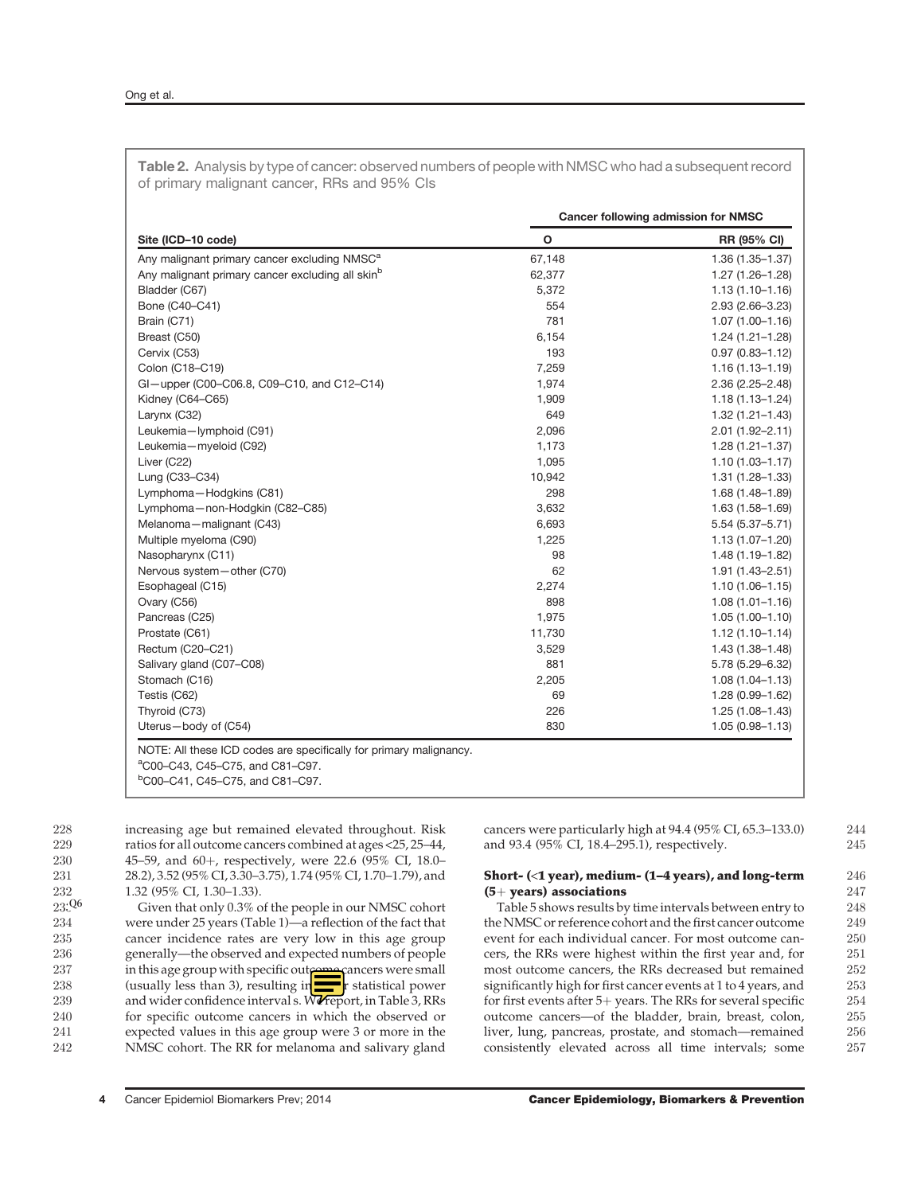**Table 2.** Analysis by type of cancer: observed numbers of people with NMSC who had a subsequent record of primary malignant cancer, RRs and 95% CIs

| | Cancer following admission for NMSC | |
|---|---|---|
| **Site (ICD–10 code)** | **O** | **RR (95% CI)** |
| Any malignant primary cancer excluding NMSC[a] | 67,148 | 1.36 (1.35–1.37) |
| Any malignant primary cancer excluding all skin[b] | 62,377 | 1.27 (1.26–1.28) |
| Bladder (C67) | 5,372 | 1.13 (1.10–1.16) |
| Bone (C40–C41) | 554 | 2.93 (2.66–3.23) |
| Brain (C71) | 781 | 1.07 (1.00–1.16) |
| Breast (C50) | 6,154 | 1.24 (1.21–1.28) |
| Cervix (C53) | 193 | 0.97 (0.83–1.12) |
| Colon (C18–C19) | 7,259 | 1.16 (1.13–1.19) |
| GI—upper (C00–C06.8, C09–C10, and C12–C14) | 1,974 | 2.36 (2.25–2.48) |
| Kidney (C64–C65) | 1,909 | 1.18 (1.13–1.24) |
| Larynx (C32) | 649 | 1.32 (1.21–1.43) |
| Leukemia—lymphoid (C91) | 2,096 | 2.01 (1.92–2.11) |
| Leukemia—myeloid (C92) | 1,173 | 1.28 (1.21–1.37) |
| Liver (C22) | 1,095 | 1.10 (1.03–1.17) |
| Lung (C33–C34) | 10,942 | 1.31 (1.28–1.33) |
| Lymphoma—Hodgkins (C81) | 298 | 1.68 (1.48–1.89) |
| Lymphoma—non-Hodgkin (C82–C85) | 3,632 | 1.63 (1.58–1.69) |
| Melanoma—malignant (C43) | 6,693 | 5.54 (5.37–5.71) |
| Multiple myeloma (C90) | 1,225 | 1.13 (1.07–1.20) |
| Nasopharynx (C11) | 98 | 1.48 (1.19–1.82) |
| Nervous system—other (C70) | 62 | 1.91 (1.43–2.51) |
| Esophageal (C15) | 2,274 | 1.10 (1.06–1.15) |
| Ovary (C56) | 898 | 1.08 (1.01–1.16) |
| Pancreas (C25) | 1,975 | 1.05 (1.00–1.10) |
| Prostate (C61) | 11,730 | 1.12 (1.10–1.14) |
| Rectum (C20–C21) | 3,529 | 1.43 (1.38–1.48) |
| Salivary gland (C07–C08) | 881 | 5.78 (5.29–6.32) |
| Stomach (C16) | 2,205 | 1.08 (1.04–1.13) |
| Testis (C62) | 69 | 1.28 (0.99–1.62) |
| Thyroid (C73) | 226 | 1.25 (1.08–1.43) |
| Uterus—body of (C54) | 830 | 1.05 (0.98–1.13) |

NOTE: All these ICD codes are specifically for primary malignancy.
[a]C00–C43, C45–C75, and C81–C97.
[b]C00–C41, C45–C75, and C81–C97.

increasing age but remained elevated throughout. Risk ratios for all outcome cancers combined at ages <25, 25–44, 45–59, and 60+, respectively, were 22.6 (95% CI, 18.0–28.2), 3.52 (95% CI, 3.30–3.75), 1.74 (95% CI, 1.70–1.79), and 1.32 (95% CI, 1.30–1.33).

Given that only 0.3% of the people in our NMSC cohort were under 25 years (Table 1)—a reflection of the fact that cancer incidence rates are very low in this age group generally—the observed and expected numbers of people in this age group with specific outcome cancers were small (usually less than 3), resulting in lower statistical power and wider confidence intervals. We report, in Table 3, RRs for specific outcome cancers in which the observed or expected values in this age group were 3 or more in the NMSC cohort. The RR for melanoma and salivary gland cancers were particularly high at 94.4 (95% CI, 65.3–133.0) and 93.4 (95% CI, 18.4–295.1), respectively.

### Short- (<1 year), medium- (1–4 years), and long-term (5+ years) associations

Table 5 shows results by time intervals between entry to the NMSC or reference cohort and the first cancer outcome event for each individual cancer. For most outcome cancers, the RRs were highest within the first year and, for most outcome cancers, the RRs decreased but remained significantly high for first cancer events at 1 to 4 years, and for first events after 5+ years. The RRs for several specific outcome cancers—of the bladder, brain, breast, colon, liver, lung, pancreas, prostate, and stomach—remained consistently elevated across all time intervals; some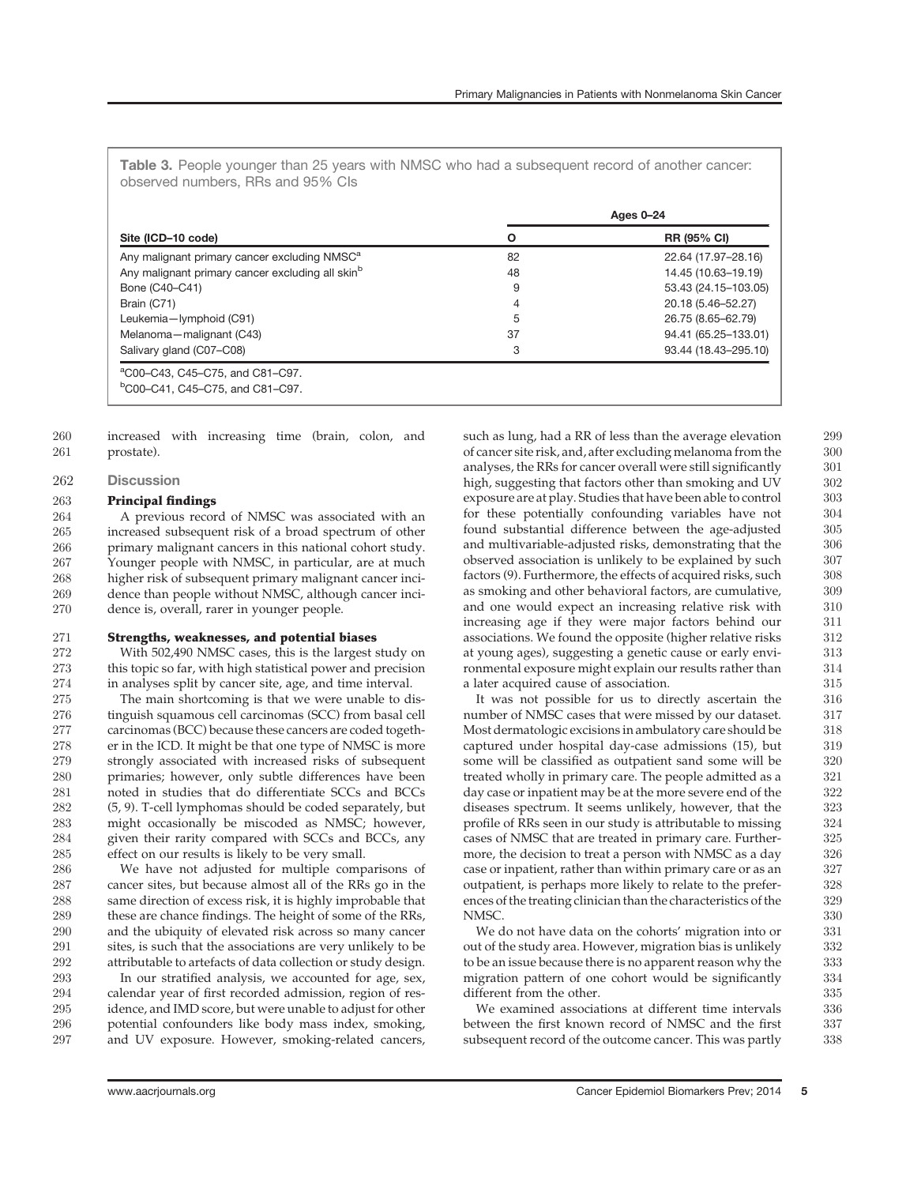**Table 3.** People younger than 25 years with NMSC who had a subsequent record of another cancer: observed numbers, RRs and 95% CIs

| | Ages 0–24 | |
|---|---|---|
| Site (ICD–10 code) | O | RR (95% CI) |
| Any malignant primary cancer excluding NMSC[a] | 82 | 22.64 (17.97–28.16) |
| Any malignant primary cancer excluding all skin[b] | 48 | 14.45 (10.63–19.19) |
| Bone (C40–C41) | 9 | 53.43 (24.15–103.05) |
| Brain (C71) | 4 | 20.18 (5.46–52.27) |
| Leukemia—lymphoid (C91) | 5 | 26.75 (8.65–62.79) |
| Melanoma—malignant (C43) | 37 | 94.41 (65.25–133.01) |
| Salivary gland (C07–C08) | 3 | 93.44 (18.43–295.10) |

[a]C00–C43, C45–C75, and C81–C97.
[b]C00–C41, C45–C75, and C81–C97.

increased with increasing time (brain, colon, and prostate).

## Discussion

### Principal findings

A previous record of NMSC was associated with an increased subsequent risk of a broad spectrum of other primary malignant cancers in this national cohort study. Younger people with NMSC, in particular, are at much higher risk of subsequent primary malignant cancer incidence than people without NMSC, although cancer incidence is, overall, rarer in younger people.

### Strengths, weaknesses, and potential biases

With 502,490 NMSC cases, this is the largest study on this topic so far, with high statistical power and precision in analyses split by cancer site, age, and time interval.

The main shortcoming is that we were unable to distinguish squamous cell carcinomas (SCC) from basal cell carcinomas (BCC) because these cancers are coded together in the ICD. It might be that one type of NMSC is more strongly associated with increased risks of subsequent primaries; however, only subtle differences have been noted in studies that do differentiate SCCs and BCCs (5, 9). T-cell lymphomas should be coded separately, but might occasionally be miscoded as NMSC; however, given their rarity compared with SCCs and BCCs, any effect on our results is likely to be very small.

We have not adjusted for multiple comparisons of cancer sites, but because almost all of the RRs go in the same direction of excess risk, it is highly improbable that these are chance findings. The height of some of the RRs, and the ubiquity of elevated risk across so many cancer sites, is such that the associations are very unlikely to be attributable to artefacts of data collection or study design.

In our stratified analysis, we accounted for age, sex, calendar year of first recorded admission, region of residence, and IMD score, but were unable to adjust for other potential confounders like body mass index, smoking, and UV exposure. However, smoking-related cancers, such as lung, had a RR of less than the average elevation of cancer site risk, and, after excluding melanoma from the analyses, the RRs for cancer overall were still significantly high, suggesting that factors other than smoking and UV exposure are at play. Studies that have been able to control for these potentially confounding variables have not found substantial difference between the age-adjusted and multivariable-adjusted risks, demonstrating that the observed association is unlikely to be explained by such factors (9). Furthermore, the effects of acquired risks, such as smoking and other behavioral factors, are cumulative, and one would expect an increasing relative risk with increasing age if they were major factors behind our associations. We found the opposite (higher relative risks at young ages), suggesting a genetic cause or early environmental exposure might explain our results rather than a later acquired cause of association.

It was not possible for us to directly ascertain the number of NMSC cases that were missed by our dataset. Most dermatologic excisions in ambulatory care should be captured under hospital day-case admissions (15), but some will be classified as outpatient sand some will be treated wholly in primary care. The people admitted as a day case or inpatient may be at the more severe end of the diseases spectrum. It seems unlikely, however, that the profile of RRs seen in our study is attributable to missing cases of NMSC that are treated in primary care. Furthermore, the decision to treat a person with NMSC as a day case or inpatient, rather than within primary care or as an outpatient, is perhaps more likely to relate to the preferences of the treating clinician than the characteristics of the NMSC.

We do not have data on the cohorts' migration into or out of the study area. However, migration bias is unlikely to be an issue because there is no apparent reason why the migration pattern of one cohort would be significantly different from the other.

We examined associations at different time intervals between the first known record of NMSC and the first subsequent record of the outcome cancer. This was partly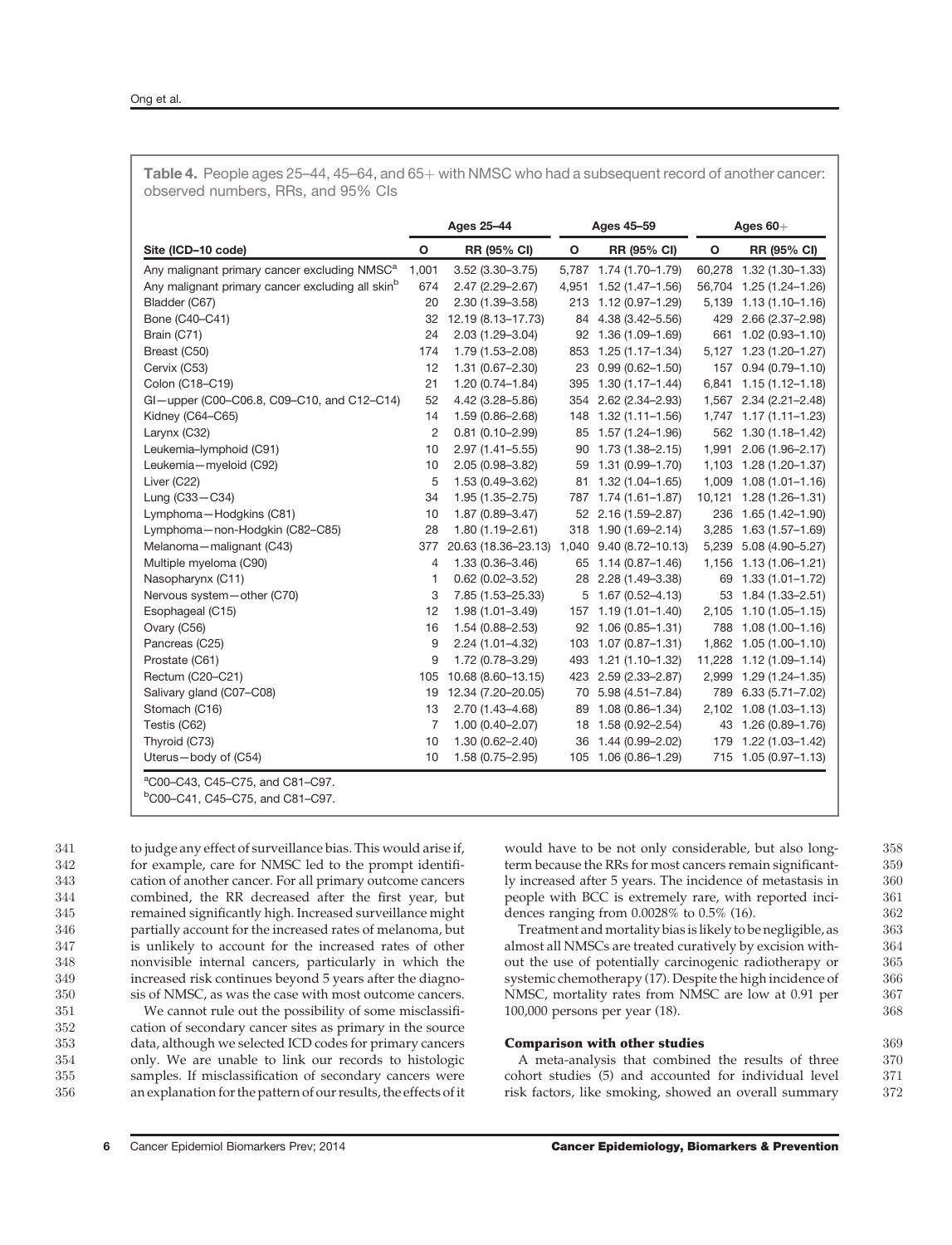**Table 4.** People ages 25–44, 45–64, and 65+ with NMSC who had a subsequent record of another cancer: observed numbers, RRs, and 95% CIs

| | Ages 25–44 | | Ages 45–59 | | Ages 60+ | |
|---|---|---|---|---|---|---|
| Site (ICD–10 code) | O | RR (95% CI) | O | RR (95% CI) | O | RR (95% CI) |
| Any malignant primary cancer excluding NMSC[a] | 1,001 | 3.52 (3.30–3.75) | 5,787 | 1.74 (1.70–1.79) | 60,278 | 1.32 (1.30–1.33) |
| Any malignant primary cancer excluding all skin[b] | 674 | 2.47 (2.29–2.67) | 4,951 | 1.52 (1.47–1.56) | 56,704 | 1.25 (1.24–1.26) |
| Bladder (C67) | 20 | 2.30 (1.39–3.58) | 213 | 1.12 (0.97–1.29) | 5,139 | 1.13 (1.10–1.16) |
| Bone (C40–C41) | 32 | 12.19 (8.13–17.73) | 84 | 4.38 (3.42–5.56) | 429 | 2.66 (2.37–2.98) |
| Brain (C71) | 24 | 2.03 (1.29–3.04) | 92 | 1.36 (1.09–1.69) | 661 | 1.02 (0.93–1.10) |
| Breast (C50) | 174 | 1.79 (1.53–2.08) | 853 | 1.25 (1.17–1.34) | 5,127 | 1.23 (1.20–1.27) |
| Cervix (C53) | 12 | 1.31 (0.67–2.30) | 23 | 0.99 (0.62–1.50) | 157 | 0.94 (0.79–1.10) |
| Colon (C18–C19) | 21 | 1.20 (0.74–1.84) | 395 | 1.30 (1.17–1.44) | 6,841 | 1.15 (1.12–1.18) |
| GI—upper (C00–C06.8, C09–C10, and C12–C14) | 52 | 4.42 (3.28–5.86) | 354 | 2.62 (2.34–2.93) | 1,567 | 2.34 (2.21–2.48) |
| Kidney (C64–C65) | 14 | 1.59 (0.86–2.68) | 148 | 1.32 (1.11–1.56) | 1,747 | 1.17 (1.11–1.23) |
| Larynx (C32) | 2 | 0.81 (0.10–2.99) | 85 | 1.57 (1.24–1.96) | 562 | 1.30 (1.18–1.42) |
| Leukemia–lymphoid (C91) | 10 | 2.97 (1.41–5.55) | 90 | 1.73 (1.38–2.15) | 1,991 | 2.06 (1.96–2.17) |
| Leukemia—myeloid (C92) | 10 | 2.05 (0.98–3.82) | 59 | 1.31 (0.99–1.70) | 1,103 | 1.28 (1.20–1.37) |
| Liver (C22) | 5 | 1.53 (0.49–3.62) | 81 | 1.32 (1.04–1.65) | 1,009 | 1.08 (1.01–1.16) |
| Lung (C33—C34) | 34 | 1.95 (1.35–2.75) | 787 | 1.74 (1.61–1.87) | 10,121 | 1.28 (1.26–1.31) |
| Lymphoma—Hodgkins (C81) | 10 | 1.87 (0.89–3.47) | 52 | 2.16 (1.59–2.87) | 236 | 1.65 (1.42–1.90) |
| Lymphoma—non-Hodgkin (C82–C85) | 28 | 1.80 (1.19–2.61) | 318 | 1.90 (1.69–2.14) | 3,285 | 1.63 (1.57–1.69) |
| Melanoma—malignant (C43) | 377 | 20.63 (18.36–23.13) | 1,040 | 9.40 (8.72–10.13) | 5,239 | 5.08 (4.90–5.27) |
| Multiple myeloma (C90) | 4 | 1.33 (0.36–3.46) | 65 | 1.14 (0.87–1.46) | 1,156 | 1.13 (1.06–1.21) |
| Nasopharynx (C11) | 1 | 0.62 (0.02–3.52) | 28 | 2.28 (1.49–3.38) | 69 | 1.33 (1.01–1.72) |
| Nervous system—other (C70) | 3 | 7.85 (1.53–25.33) | 5 | 1.67 (0.52–4.13) | 53 | 1.84 (1.33–2.51) |
| Esophageal (C15) | 12 | 1.98 (1.01–3.49) | 157 | 1.19 (1.01–1.40) | 2,105 | 1.10 (1.05–1.15) |
| Ovary (C56) | 16 | 1.54 (0.88–2.53) | 92 | 1.06 (0.85–1.31) | 788 | 1.08 (1.00–1.16) |
| Pancreas (C25) | 9 | 2.24 (1.01–4.32) | 103 | 1.07 (0.87–1.31) | 1,862 | 1.05 (1.00–1.10) |
| Prostate (C61) | 9 | 1.72 (0.78–3.29) | 493 | 1.21 (1.10–1.32) | 11,228 | 1.12 (1.09–1.14) |
| Rectum (C20–C21) | 105 | 10.68 (8.60–13.15) | 423 | 2.59 (2.33–2.87) | 2,999 | 1.29 (1.24–1.35) |
| Salivary gland (C07–C08) | 19 | 12.34 (7.20–20.05) | 70 | 5.98 (4.51–7.84) | 789 | 6.33 (5.71–7.02) |
| Stomach (C16) | 13 | 2.70 (1.43–4.68) | 89 | 1.08 (0.86–1.34) | 2,102 | 1.08 (1.03–1.13) |
| Testis (C62) | 7 | 1.00 (0.40–2.07) | 18 | 1.58 (0.92–2.54) | 43 | 1.26 (0.89–1.76) |
| Thyroid (C73) | 10 | 1.30 (0.62–2.40) | 36 | 1.44 (0.99–2.02) | 179 | 1.22 (1.03–1.42) |
| Uterus—body of (C54) | 10 | 1.58 (0.75–2.95) | 105 | 1.06 (0.86–1.29) | 715 | 1.05 (0.97–1.13) |

[a]C00–C43, C45–C75, and C81–C97.
[b]C00–C41, C45–C75, and C81–C97.

to judge any effect of surveillance bias. This would arise if, for example, care for NMSC led to the prompt identification of another cancer. For all primary outcome cancers combined, the RR decreased after the first year, but remained significantly high. Increased surveillance might partially account for the increased rates of melanoma, but is unlikely to account for the increased rates of other nonvisible internal cancers, particularly in which the increased risk continues beyond 5 years after the diagnosis of NMSC, as was the case with most outcome cancers.

We cannot rule out the possibility of some misclassification of secondary cancer sites as primary in the source data, although we selected ICD codes for primary cancers only. We are unable to link our records to histologic samples. If misclassification of secondary cancers were an explanation for the pattern of our results, the effects of it would have to be not only considerable, but also long-term because the RRs for most cancers remain significantly increased after 5 years. The incidence of metastasis in people with BCC is extremely rare, with reported incidences ranging from 0.0028% to 0.5% (16).

Treatment and mortality bias is likely to be negligible, as almost all NMSCs are treated curatively by excision without the use of potentially carcinogenic radiotherapy or systemic chemotherapy (17). Despite the high incidence of NMSC, mortality rates from NMSC are low at 0.91 per 100,000 persons per year (18).

### Comparison with other studies

A meta-analysis that combined the results of three cohort studies (5) and accounted for individual level risk factors, like smoking, showed an overall summary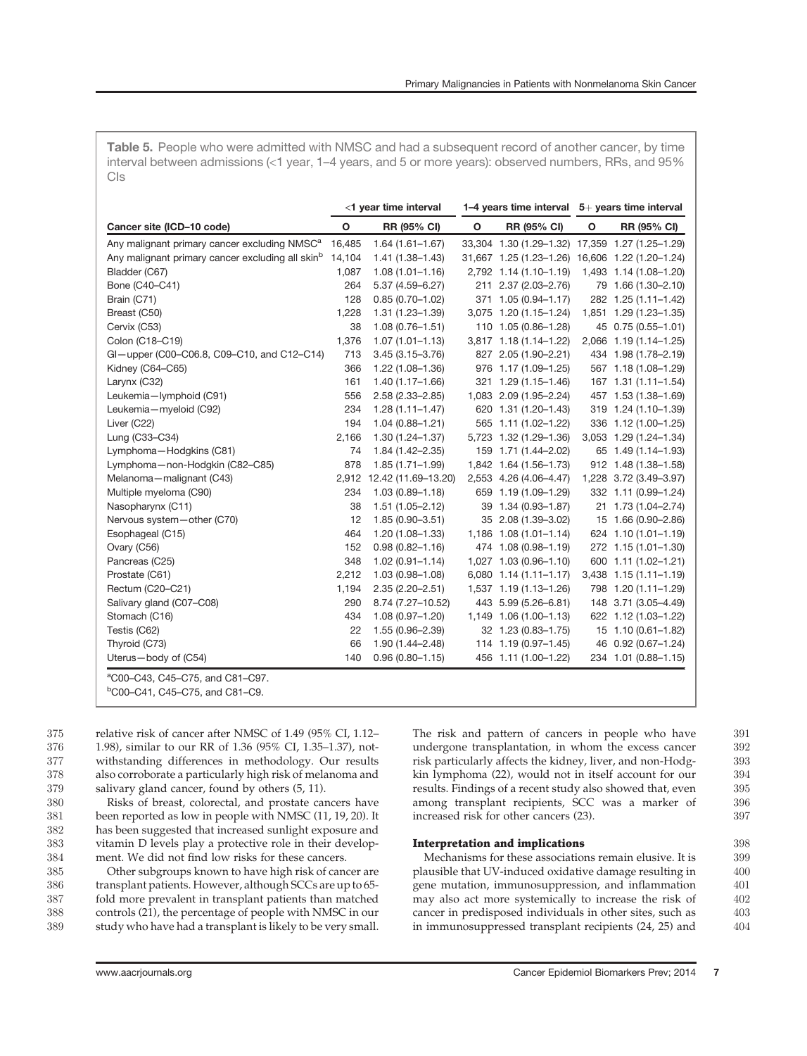**Table 5.** People who were admitted with NMSC and had a subsequent record of another cancer, by time interval between admissions (<1 year, 1–4 years, and 5 or more years): observed numbers, RRs, and 95% CIs

| | <1 year time interval | | 1–4 years time interval | | 5+ years time interval | |
|---|---|---|---|---|---|---|
| Cancer site (ICD–10 code) | O | RR (95% CI) | O | RR (95% CI) | O | RR (95% CI) |
| Any malignant primary cancer excluding NMSC[a] | 16,485 | 1.64 (1.61–1.67) | 33,304 | 1.30 (1.29–1.32) | 17,359 | 1.27 (1.25–1.29) |
| Any malignant primary cancer excluding all skin[b] | 14,104 | 1.41 (1.38–1.43) | 31,667 | 1.25 (1.23–1.26) | 16,606 | 1.22 (1.20–1.24) |
| Bladder (C67) | 1,087 | 1.08 (1.01–1.16) | 2,792 | 1.14 (1.10–1.19) | 1,493 | 1.14 (1.08–1.20) |
| Bone (C40–C41) | 264 | 5.37 (4.59–6.27) | 211 | 2.37 (2.03–2.76) | 79 | 1.66 (1.30–2.10) |
| Brain (C71) | 128 | 0.85 (0.70–1.02) | 371 | 1.05 (0.94–1.17) | 282 | 1.25 (1.11–1.42) |
| Breast (C50) | 1,228 | 1.31 (1.23–1.39) | 3,075 | 1.20 (1.15–1.24) | 1,851 | 1.29 (1.23–1.35) |
| Cervix (C53) | 38 | 1.08 (0.76–1.51) | 110 | 1.05 (0.86–1.28) | 45 | 0.75 (0.55–1.01) |
| Colon (C18–C19) | 1,376 | 1.07 (1.01–1.13) | 3,817 | 1.18 (1.14–1.22) | 2,066 | 1.19 (1.14–1.25) |
| GI—upper (C00–C06.8, C09–C10, and C12–C14) | 713 | 3.45 (3.15–3.76) | 827 | 2.05 (1.90–2.21) | 434 | 1.98 (1.78–2.19) |
| Kidney (C64–C65) | 366 | 1.22 (1.08–1.36) | 976 | 1.17 (1.09–1.25) | 567 | 1.18 (1.08–1.29) |
| Larynx (C32) | 161 | 1.40 (1.17–1.66) | 321 | 1.29 (1.15–1.46) | 167 | 1.31 (1.11–1.54) |
| Leukemia—lymphoid (C91) | 556 | 2.58 (2.33–2.85) | 1,083 | 2.09 (1.95–2.24) | 457 | 1.53 (1.38–1.69) |
| Leukemia—myeloid (C92) | 234 | 1.28 (1.11–1.47) | 620 | 1.31 (1.20–1.43) | 319 | 1.24 (1.10–1.39) |
| Liver (C22) | 194 | 1.04 (0.88–1.21) | 565 | 1.11 (1.02–1.22) | 336 | 1.12 (1.00–1.25) |
| Lung (C33–C34) | 2,166 | 1.30 (1.24–1.37) | 5,723 | 1.32 (1.29–1.36) | 3,053 | 1.29 (1.24–1.34) |
| Lymphoma—Hodgkins (C81) | 74 | 1.84 (1.42–2.35) | 159 | 1.71 (1.44–2.02) | 65 | 1.49 (1.14–1.93) |
| Lymphoma—non-Hodgkin (C82–C85) | 878 | 1.85 (1.71–1.99) | 1,842 | 1.64 (1.56–1.73) | 912 | 1.48 (1.38–1.58) |
| Melanoma—malignant (C43) | 2,912 | 12.42 (11.69–13.20) | 2,553 | 4.26 (4.06–4.47) | 1,228 | 3.72 (3.49–3.97) |
| Multiple myeloma (C90) | 234 | 1.03 (0.89–1.18) | 659 | 1.19 (1.09–1.29) | 332 | 1.11 (0.99–1.24) |
| Nasopharynx (C11) | 38 | 1.51 (1.05–2.12) | 39 | 1.34 (0.93–1.87) | 21 | 1.73 (1.04–2.74) |
| Nervous system—other (C70) | 12 | 1.85 (0.90–3.51) | 35 | 2.08 (1.39–3.02) | 15 | 1.66 (0.90–2.86) |
| Esophageal (C15) | 464 | 1.20 (1.08–1.33) | 1,186 | 1.08 (1.01–1.14) | 624 | 1.10 (1.01–1.19) |
| Ovary (C56) | 152 | 0.98 (0.82–1.16) | 474 | 1.08 (0.98–1.19) | 272 | 1.15 (1.01–1.30) |
| Pancreas (C25) | 348 | 1.02 (0.91–1.14) | 1,027 | 1.03 (0.96–1.10) | 600 | 1.11 (1.02–1.21) |
| Prostate (C61) | 2,212 | 1.03 (0.98–1.08) | 6,080 | 1.14 (1.11–1.17) | 3,438 | 1.15 (1.11–1.19) |
| Rectum (C20–C21) | 1,194 | 2.35 (2.20–2.51) | 1,537 | 1.19 (1.13–1.26) | 798 | 1.20 (1.11–1.29) |
| Salivary gland (C07–C08) | 290 | 8.74 (7.27–10.52) | 443 | 5.99 (5.26–6.81) | 148 | 3.71 (3.05–4.49) |
| Stomach (C16) | 434 | 1.08 (0.97–1.20) | 1,149 | 1.06 (1.00–1.13) | 622 | 1.12 (1.03–1.22) |
| Testis (C62) | 22 | 1.55 (0.96–2.39) | 32 | 1.23 (0.83–1.75) | 15 | 1.10 (0.61–1.82) |
| Thyroid (C73) | 66 | 1.90 (1.44–2.48) | 114 | 1.19 (0.97–1.45) | 46 | 0.92 (0.67–1.24) |
| Uterus—body of (C54) | 140 | 0.96 (0.80–1.15) | 456 | 1.11 (1.00–1.22) | 234 | 1.01 (0.88–1.15) |

[a]C00–C43, C45–C75, and C81–C97.
[b]C00–C41, C45–C75, and C81–C9.

relative risk of cancer after NMSC of 1.49 (95% CI, 1.12–1.98), similar to our RR of 1.36 (95% CI, 1.35–1.37), notwithstanding differences in methodology. Our results also corroborate a particularly high risk of melanoma and salivary gland cancer, found by others (5, 11).

Risks of breast, colorectal, and prostate cancers have been reported as low in people with NMSC (11, 19, 20). It has been suggested that increased sunlight exposure and vitamin D levels play a protective role in their development. We did not find low risks for these cancers.

Other subgroups known to have high risk of cancer are transplant patients. However, although SCCs are up to 65-fold more prevalent in transplant patients than matched controls (21), the percentage of people with NMSC in our study who have had a transplant is likely to be very small. The risk and pattern of cancers in people who have undergone transplantation, in whom the excess cancer risk particularly affects the kidney, liver, and non-Hodgkin lymphoma (22), would not in itself account for our results. Findings of a recent study also showed that, even among transplant recipients, SCC was a marker of increased risk for other cancers (23).

### Interpretation and implications

Mechanisms for these associations remain elusive. It is plausible that UV-induced oxidative damage resulting in gene mutation, immunosuppression, and inflammation may also act more systemically to increase the risk of cancer in predisposed individuals in other sites, such as in immunosuppressed transplant recipients (24, 25) and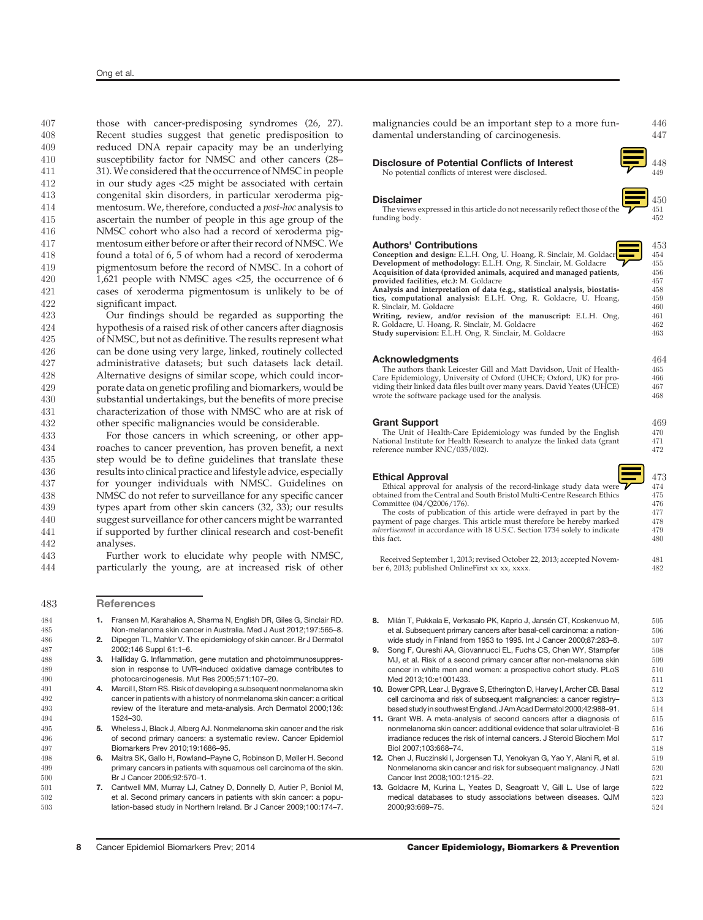those with cancer-predisposing syndromes (26, 27). Recent studies suggest that genetic predisposition to reduced DNA repair capacity may be an underlying susceptibility factor for NMSC and other cancers (28–31). We considered that the occurrence of NMSC in people in our study ages <25 might be associated with certain congenital skin disorders, in particular xeroderma pigmentosum. We, therefore, conducted a *post-hoc* analysis to ascertain the number of people in this age group of the NMSC cohort who also had a record of xeroderma pigmentosum either before or after their record of NMSC. We found a total of 6, 5 of whom had a record of xeroderma pigmentosum before the record of NMSC. In a cohort of 1,621 people with NMSC ages <25, the occurrence of 6 cases of xeroderma pigmentosum is unlikely to be of significant impact.

Our findings should be regarded as supporting the hypothesis of a raised risk of other cancers after diagnosis of NMSC, but not as definitive. The results represent what can be done using very large, linked, routinely collected administrative datasets; but such datasets lack detail. Alternative designs of similar scope, which could incorporate data on genetic profiling and biomarkers, would be substantial undertakings, but the benefits of more precise characterization of those with NMSC who are at risk of other specific malignancies would be considerable.

For those cancers in which screening, or other approaches to cancer prevention, has proven benefit, a next step would be to define guidelines that translate these results into clinical practice and lifestyle advice, especially for younger individuals with NMSC. Guidelines on NMSC do not refer to surveillance for any specific cancer types apart from other skin cancers (32, 33); our results suggest surveillance for other cancers might be warranted if supported by further clinical research and cost-benefit analyses.

Further work to elucidate why people with NMSC, particularly the young, are at increased risk of other malignancies could be an important step to a more fundamental understanding of carcinogenesis.

## Disclosure of Potential Conflicts of Interest

No potential conflicts of interest were disclosed.

## Disclaimer

The views expressed in this article do not necessarily reflect those of the funding body.

## Authors' Contributions

**Conception and design:** E.L.H. Ong, U. Hoang, R. Sinclair, M. Goldacre
**Development of methodology:** E.L.H. Ong, R. Sinclair, M. Goldacre
**Acquisition of data (provided animals, acquired and managed patients, provided facilities, etc.):** M. Goldacre
**Analysis and interpretation of data (e.g., statistical analysis, biostatistics, computational analysis):** E.L.H. Ong, R. Goldacre, U. Hoang, R. Sinclair, M. Goldacre
**Writing, review, and/or revision of the manuscript:** E.L.H. Ong, R. Goldacre, U. Hoang, R. Sinclair, M. Goldacre
**Study supervision:** E.L.H. Ong, R. Sinclair, M. Goldacre

## Acknowledgments

The authors thank Leicester Gill and Matt Davidson, Unit of Health-Care Epidemiology, University of Oxford (UHCE; Oxford, UK) for providing their linked data files built over many years. David Yeates (UHCE) wrote the software package used for the analysis.

## Grant Support

The Unit of Health-Care Epidemiology was funded by the English National Institute for Health Research to analyze the linked data (grant reference number RNC/035/002).

## Ethical Approval

Ethical approval for analysis of the record-linkage study data were obtained from the Central and South Bristol Multi-Centre Research Ethics Committee (04/Q2006/176).

The costs of publication of this article were defrayed in part by the payment of page charges. This article must therefore be hereby marked *advertisement* in accordance with 18 U.S.C. Section 1734 solely to indicate this fact.

Received September 1, 2013; revised October 22, 2013; accepted November 6, 2013; published OnlineFirst xx xx, xxxx.

## References

1. Fransen M, Karahalios A, Sharma N, English DR, Giles G, Sinclair RD. Non-melanoma skin cancer in Australia. Med J Aust 2012;197:565–8.
2. Dipegen TL, Mahler V. The epidemiology of skin cancer. Br J Dermatol 2002;146 Suppl 61:1–6.
3. Halliday G. Inflammation, gene mutation and photoimmunosuppression in response to UVR–induced oxidative damage contributes to photocarcinogenesis. Mut Res 2005;571:107–20.
4. Marcil I, Stern RS. Risk of developing a subsequent nonmelanoma skin cancer in patients with a history of nonmelanoma skin cancer: a critical review of the literature and meta-analysis. Arch Dermatol 2000;136: 1524–30.
5. Wheless J, Black J, Alberg AJ. Nonmelanoma skin cancer and the risk of second primary cancers: a systematic review. Cancer Epidemiol Biomarkers Prev 2010;19:1686–95.
6. Maitra SK, Gallo H, Rowland–Payne C, Robinson D, Møller H. Second primary cancers in patients with squamous cell carcinoma of the skin. Br J Cancer 2005;92:570–1.
7. Cantwell MM, Murray LJ, Catney D, Donnelly D, Autier P, Boniol M, et al. Second primary cancers in patients with skin cancer: a population-based study in Northern Ireland. Br J Cancer 2009;100:174–7.
8. Milán T, Pukkala E, Verkasalo PK, Kaprio J, Jansén CT, Koskenvuo M, et al. Subsequent primary cancers after basal-cell carcinoma: a nationwide study in Finland from 1953 to 1995. Int J Cancer 2000;87:283–8.
9. Song F, Qureshi AA, Giovannucci EL, Fuchs CS, Chen WY, Stampfer MJ, et al. Risk of a second primary cancer after non-melanoma skin cancer in white men and women: a prospective cohort study. PLoS Med 2013;10:e1001433.
10. Bower CPR, Lear J, Bygrave S, Etherington D, Harvey I, Archer CB. Basal cell carcinoma and risk of subsequent malignancies: a cancer registry–based study in southwest England. J Am Acad Dermatol 2000;42:988–91.
11. Grant WB. A meta-analysis of second cancers after a diagnosis of nonmelanoma skin cancer: additional evidence that solar ultraviolet-B irradiance reduces the risk of internal cancers. J Steroid Biochem Mol Biol 2007;103:668–74.
12. Chen J, Ruczinski I, Jorgensen TJ, Yenokyan G, Yao Y, Alani R, et al. Nonmelanoma skin cancer and risk for subsequent malignancy. J Natl Cancer Inst 2008;100:1215–22.
13. Goldacre M, Kurina L, Yeates D, Seagroatt V, Gill L. Use of large medical databases to study associations between diseases. QJM 2000;93:669–75.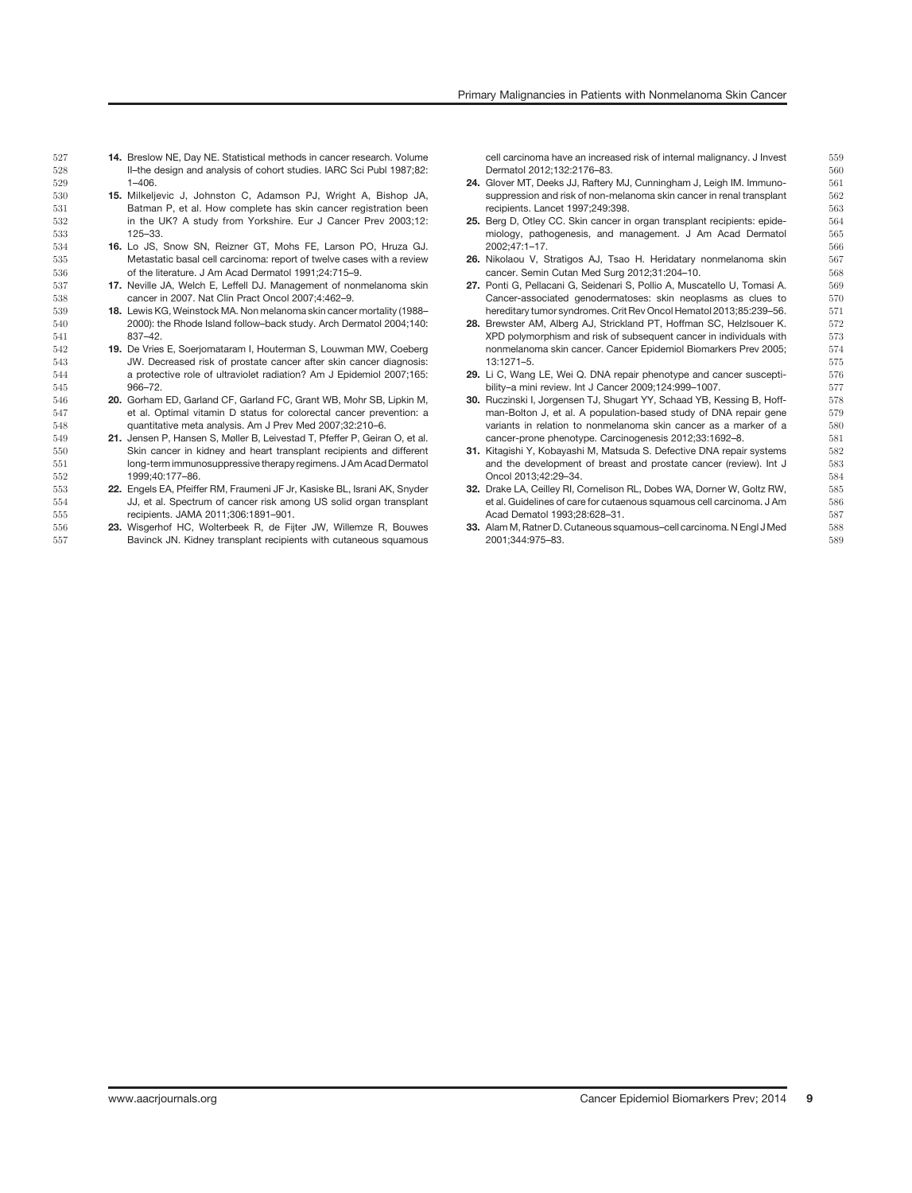14. Breslow NE, Day NE. Statistical methods in cancer research. Volume II–the design and analysis of cohort studies. IARC Sci Publ 1987;82: 1–406.
15. Milkeljevic J, Johnston C, Adamson PJ, Wright A, Bishop JA, Batman P, et al. How complete has skin cancer registration been in the UK? A study from Yorkshire. Eur J Cancer Prev 2003;12: 125–33.
16. Lo JS, Snow SN, Reizner GT, Mohs FE, Larson PO, Hruza GJ. Metastatic basal cell carcinoma: report of twelve cases with a review of the literature. J Am Acad Dermatol 1991;24:715–9.
17. Neville JA, Welch E, Leffell DJ. Management of nonmelanoma skin cancer in 2007. Nat Clin Pract Oncol 2007;4:462–9.
18. Lewis KG, Weinstock MA. Non melanoma skin cancer mortality (1988–2000): the Rhode Island follow–back study. Arch Dermatol 2004;140: 837–42.
19. De Vries E, Soerjomataram I, Houterman S, Louwman MW, Coeberg JW. Decreased risk of prostate cancer after skin cancer diagnosis: a protective role of ultraviolet radiation? Am J Epidemiol 2007;165: 966–72.
20. Gorham ED, Garland CF, Garland FC, Grant WB, Mohr SB, Lipkin M, et al. Optimal vitamin D status for colorectal cancer prevention: a quantitative meta analysis. Am J Prev Med 2007;32:210–6.
21. Jensen P, Hansen S, Møller B, Leivestad T, Pfeffer P, Geiran O, et al. Skin cancer in kidney and heart transplant recipients and different long-term immunosuppressive therapy regimens. J Am Acad Dermatol 1999;40:177–86.
22. Engels EA, Pfeiffer RM, Fraumeni JF Jr, Kasiske BL, Israni AK, Snyder JJ, et al. Spectrum of cancer risk among US solid organ transplant recipients. JAMA 2011;306:1891–901.
23. Wisgerhof HC, Wolterbeek R, de Fijter JW, Willemze R, Bouwes Bavinck JN. Kidney transplant recipients with cutaneous squamous cell carcinoma have an increased risk of internal malignancy. J Invest Dermatol 2012;132:2176–83.
24. Glover MT, Deeks JJ, Raftery MJ, Cunningham J, Leigh IM. Immunosuppression and risk of non-melanoma skin cancer in renal transplant recipients. Lancet 1997;249:398.
25. Berg D, Otley CC. Skin cancer in organ transplant recipients: epidemiology, pathogenesis, and management. J Am Acad Dermatol 2002;47:1–17.
26. Nikolaou V, Stratigos AJ, Tsao H. Heridatary nonmelanoma skin cancer. Semin Cutan Med Surg 2012;31:204–10.
27. Ponti G, Pellacani G, Seidenari S, Pollio A, Muscatello U, Tomasi A. Cancer-associated genodermatoses: skin neoplasms as clues to hereditary tumor syndromes. Crit Rev Oncol Hematol 2013;85:239–56.
28. Brewster AM, Alberg AJ, Strickland PT, Hoffman SC, Helzlsouer K. XPD polymorphism and risk of subsequent cancer in individuals with nonmelanoma skin cancer. Cancer Epidemiol Biomarkers Prev 2005; 13:1271–5.
29. Li C, Wang LE, Wei Q. DNA repair phenotype and cancer susceptibility–a mini review. Int J Cancer 2009;124:999–1007.
30. Ruczinski I, Jorgensen TJ, Shugart YY, Schaad YB, Kessing B, Hoffman-Bolton J, et al. A population-based study of DNA repair gene variants in relation to nonmelanoma skin cancer as a marker of a cancer-prone phenotype. Carcinogenesis 2012;33:1692–8.
31. Kitagishi Y, Kobayashi M, Matsuda S. Defective DNA repair systems and the development of breast and prostate cancer (review). Int J Oncol 2013;42:29–34.
32. Drake LA, Ceilley RI, Cornelison RL, Dobes WA, Dorner W, Goltz RW, et al. Guidelines of care for cutaenous squamous cell carcinoma. J Am Acad Dematol 1993;28:628–31.
33. Alam M, Ratner D. Cutaneous squamous–cell carcinoma. N Engl J Med 2001;344:975–83.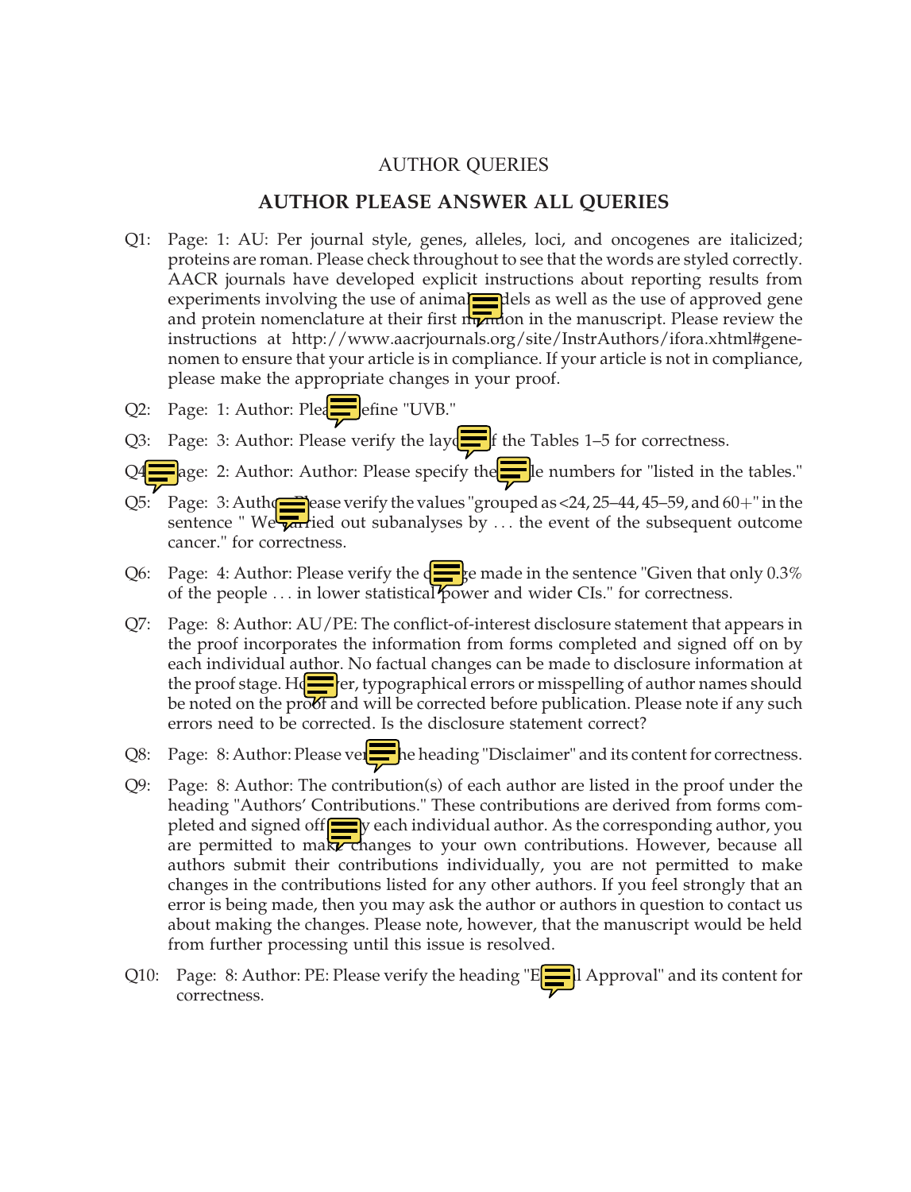# AUTHOR QUERIES

## AUTHOR PLEASE ANSWER ALL QUERIES

Q1: Page: 1: AU: Per journal style, genes, alleles, loci, and oncogenes are italicized; proteins are roman. Please check throughout to see that the words are styled correctly. AACR journals have developed explicit instructions about reporting results from experiments involving the use of animal models as well as the use of approved gene and protein nomenclature at their first mention in the manuscript. Please review the instructions at http://www.aacrjournals.org/site/InstrAuthors/ifora.xhtml#genenomen to ensure that your article is in compliance. If your article is not in compliance, please make the appropriate changes in your proof.

Q2: Page: 1: Author: Please define "UVB."

Q3: Page: 3: Author: Please verify the layout of the Tables 1–5 for correctness.

Q4: Page: 2: Author: Author: Please specify the table numbers for "listed in the tables."

Q5: Page: 3: Author: Please verify the values "grouped as <24, 25–44, 45–59, and 60+" in the sentence " We carried out subanalyses by ... the event of the subsequent outcome cancer." for correctness.

Q6: Page: 4: Author: Please verify the change made in the sentence "Given that only 0.3% of the people ... in lower statistical power and wider CIs." for correctness.

Q7: Page: 8: Author: AU/PE: The conflict-of-interest disclosure statement that appears in the proof incorporates the information from forms completed and signed off on by each individual author. No factual changes can be made to disclosure information at the proof stage. However, typographical errors or misspelling of author names should be noted on the proof and will be corrected before publication. Please note if any such errors need to be corrected. Is the disclosure statement correct?

Q8: Page: 8: Author: Please verify the heading "Disclaimer" and its content for correctness.

Q9: Page: 8: Author: The contribution(s) of each author are listed in the proof under the heading "Authors' Contributions." These contributions are derived from forms completed and signed off by each individual author. As the corresponding author, you are permitted to make changes to your own contributions. However, because all authors submit their contributions individually, you are not permitted to make changes in the contributions listed for any other authors. If you feel strongly that an error is being made, then you may ask the author or authors in question to contact us about making the changes. Please note, however, that the manuscript would be held from further processing until this issue is resolved.

Q10: Page: 8: Author: PE: Please verify the heading "Ethical Approval" and its content for correctness.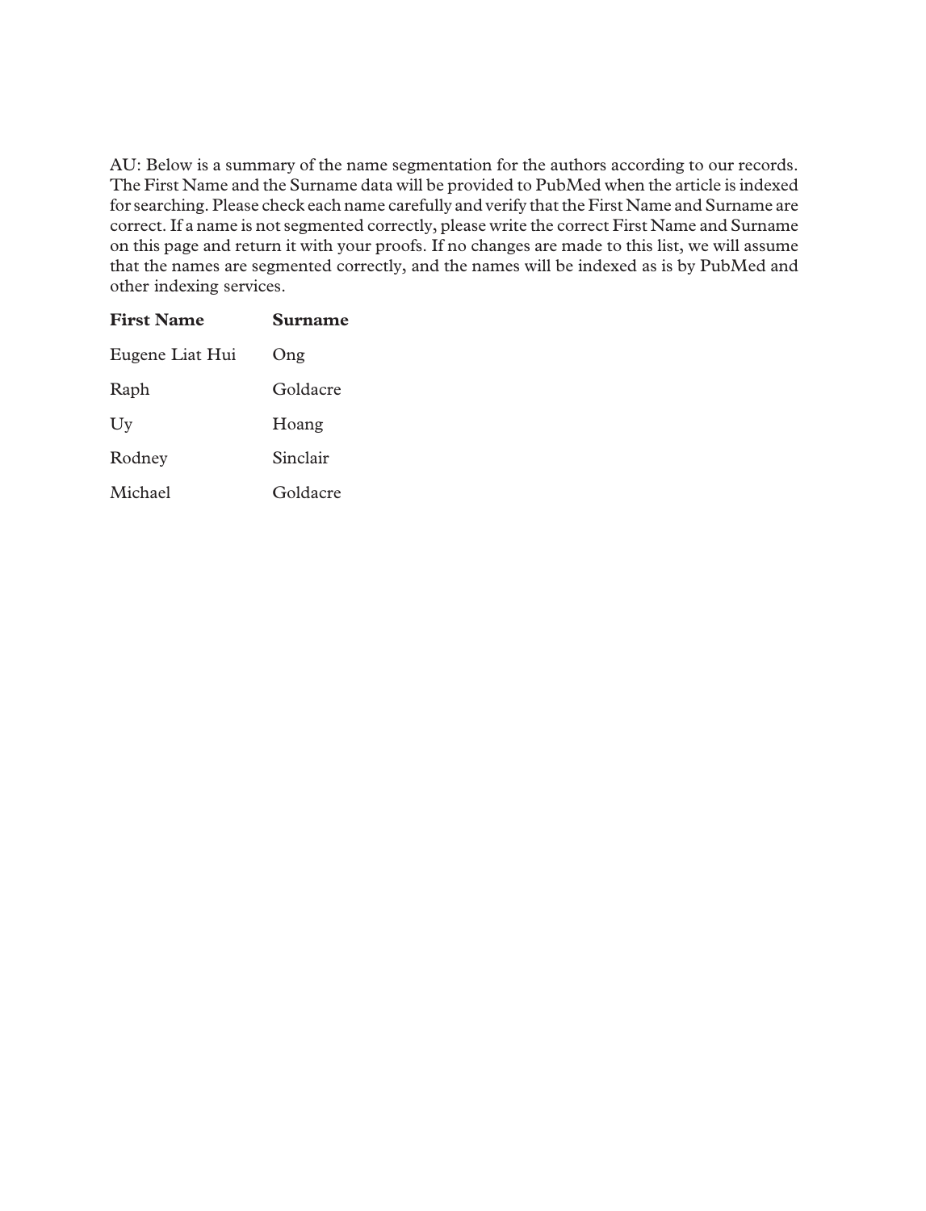AU: Below is a summary of the name segmentation for the authors according to our records. The First Name and the Surname data will be provided to PubMed when the article is indexed for searching. Please check each name carefully and verify that the First Name and Surname are correct. If a name is not segmented correctly, please write the correct First Name and Surname on this page and return it with your proofs. If no changes are made to this list, we will assume that the names are segmented correctly, and the names will be indexed as is by PubMed and other indexing services.

| First Name | Surname |
|---|---|
| Eugene Liat Hui | Ong |
| Raph | Goldacre |
| Uy | Hoang |
| Rodney | Sinclair |
| Michael | Goldacre |